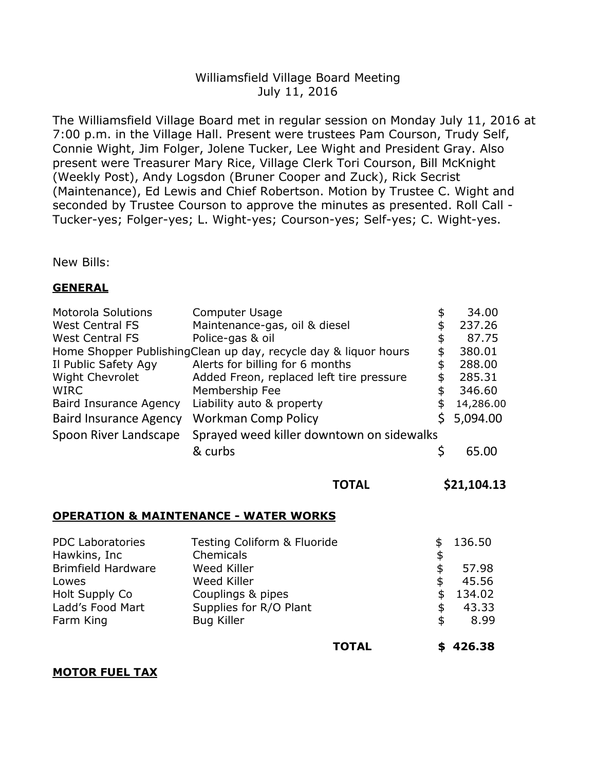# Williamsfield Village Board Meeting
July 11, 2016

The Williamsfield Village Board met in regular session on Monday July 11, 2016 at 7:00 p.m. in the Village Hall. Present were trustees Pam Courson, Trudy Self, Connie Wight, Jim Folger, Jolene Tucker, Lee Wight and President Gray. Also present were Treasurer Mary Rice, Village Clerk Tori Courson, Bill McKnight (Weekly Post), Andy Logsdon (Bruner Cooper and Zuck), Rick Secrist (Maintenance), Ed Lewis and Chief Robertson. Motion by Trustee C. Wight and seconded by Trustee Courson to approve the minutes as presented. Roll Call - Tucker-yes; Folger-yes; L. Wight-yes; Courson-yes; Self-yes; C. Wight-yes.

New Bills:

**GENERAL**

| | | |
|---|---|---|
| Motorola Solutions | Computer Usage | $ 34.00 |
| West Central FS | Maintenance-gas, oil & diesel | $ 237.26 |
| West Central FS | Police-gas & oil | $ 87.75 |
| Home Shopper Publishing | Clean up day, recycle day & liquor hours | $ 380.01 |
| Il Public Safety Agy | Alerts for billing for 6 months | $ 288.00 |
| Wight Chevrolet | Added Freon, replaced left tire pressure | $ 285.31 |
| WIRC | Membership Fee | $ 346.60 |
| Baird Insurance Agency | Liability auto & property | $ 14,286.00 |
| Baird Insurance Agency | Workman Comp Policy | $ 5,094.00 |
| Spoon River Landscape | Sprayed weed killer downtown on sidewalks & curbs | $ 65.00 |
| | **TOTAL** | **$21,104.13** |

**OPERATION & MAINTENANCE - WATER WORKS**

| | | |
|---|---|---|
| PDC Laboratories | Testing Coliform & Fluoride | $ 136.50 |
| Hawkins, Inc | Chemicals | $ |
| Brimfield Hardware | Weed Killer | $ 57.98 |
| Lowes | Weed Killer | $ 45.56 |
| Holt Supply Co | Couplings & pipes | $ 134.02 |
| Ladd's Food Mart | Supplies for R/O Plant | $ 43.33 |
| Farm King | Bug Killer | $ 8.99 |
| | **TOTAL** | **$ 426.38** |

**MOTOR FUEL TAX**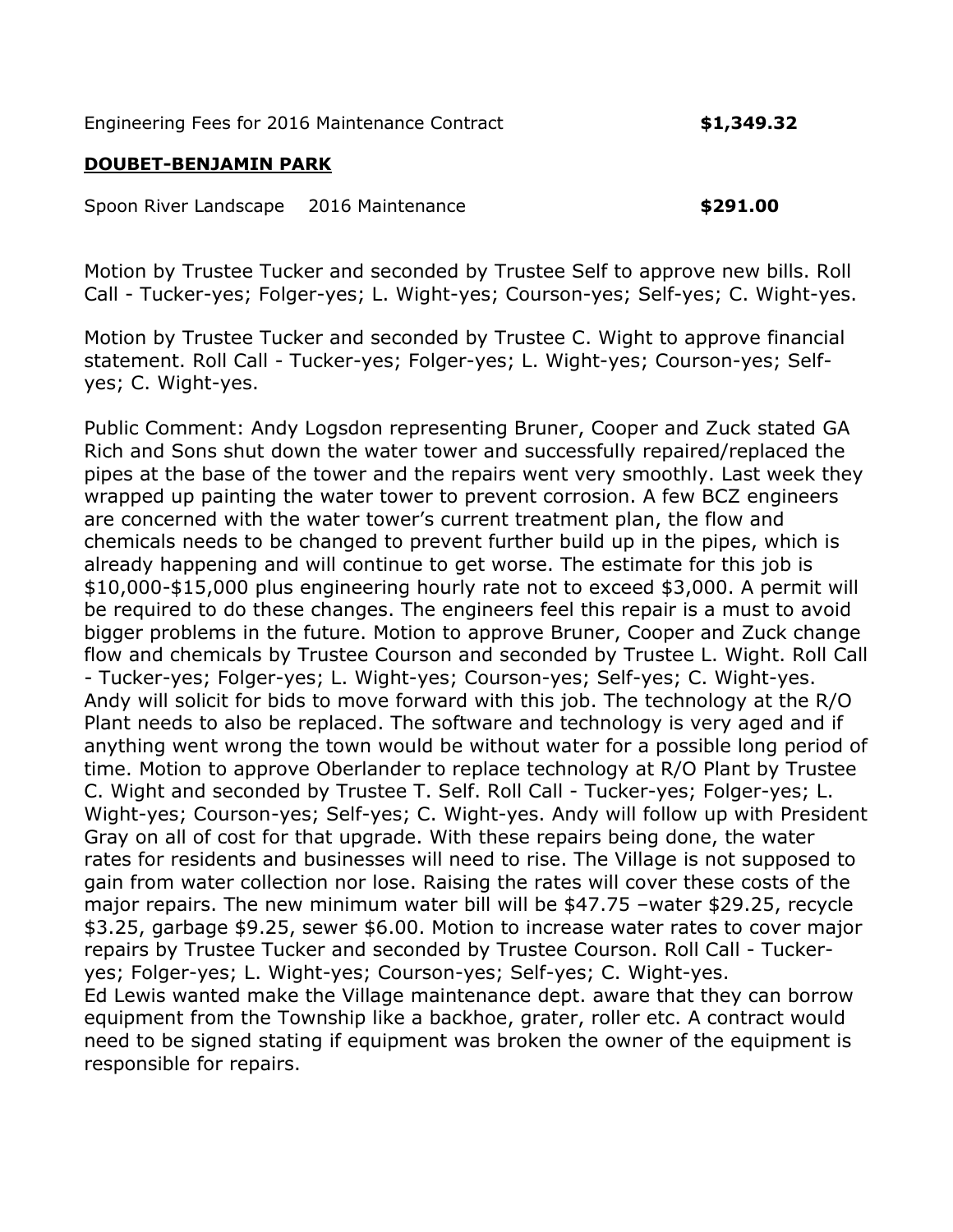Engineering Fees for 2016 Maintenance Contract **$1,349.32**

**DOUBET-BENJAMIN PARK**

Spoon River Landscape 2016 Maintenance **$291.00**

Motion by Trustee Tucker and seconded by Trustee Self to approve new bills. Roll Call - Tucker-yes; Folger-yes; L. Wight-yes; Courson-yes; Self-yes; C. Wight-yes.

Motion by Trustee Tucker and seconded by Trustee C. Wight to approve financial statement. Roll Call - Tucker-yes; Folger-yes; L. Wight-yes; Courson-yes; Self-yes; C. Wight-yes.

Public Comment: Andy Logsdon representing Bruner, Cooper and Zuck stated GA Rich and Sons shut down the water tower and successfully repaired/replaced the pipes at the base of the tower and the repairs went very smoothly. Last week they wrapped up painting the water tower to prevent corrosion. A few BCZ engineers are concerned with the water tower's current treatment plan, the flow and chemicals needs to be changed to prevent further build up in the pipes, which is already happening and will continue to get worse. The estimate for this job is \$10,000-\$15,000 plus engineering hourly rate not to exceed \$3,000. A permit will be required to do these changes. The engineers feel this repair is a must to avoid bigger problems in the future. Motion to approve Bruner, Cooper and Zuck change flow and chemicals by Trustee Courson and seconded by Trustee L. Wight. Roll Call - Tucker-yes; Folger-yes; L. Wight-yes; Courson-yes; Self-yes; C. Wight-yes. Andy will solicit for bids to move forward with this job. The technology at the R/O Plant needs to also be replaced. The software and technology is very aged and if anything went wrong the town would be without water for a possible long period of time. Motion to approve Oberlander to replace technology at R/O Plant by Trustee C. Wight and seconded by Trustee T. Self. Roll Call - Tucker-yes; Folger-yes; L. Wight-yes; Courson-yes; Self-yes; C. Wight-yes. Andy will follow up with President Gray on all of cost for that upgrade. With these repairs being done, the water rates for residents and businesses will need to rise. The Village is not supposed to gain from water collection nor lose. Raising the rates will cover these costs of the major repairs. The new minimum water bill will be \$47.75 –water \$29.25, recycle \$3.25, garbage \$9.25, sewer \$6.00. Motion to increase water rates to cover major repairs by Trustee Tucker and seconded by Trustee Courson. Roll Call - Tucker-yes; Folger-yes; L. Wight-yes; Courson-yes; Self-yes; C. Wight-yes.
Ed Lewis wanted make the Village maintenance dept. aware that they can borrow equipment from the Township like a backhoe, grater, roller etc. A contract would need to be signed stating if equipment was broken the owner of the equipment is responsible for repairs.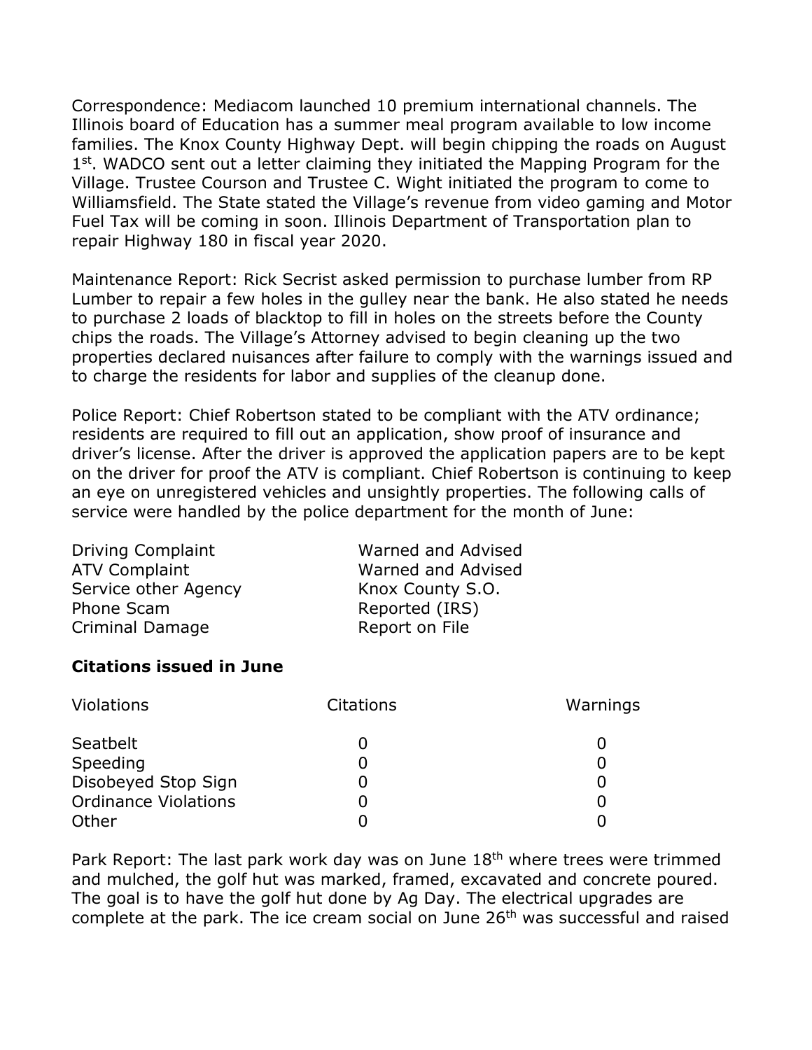Correspondence: Mediacom launched 10 premium international channels. The Illinois board of Education has a summer meal program available to low income families. The Knox County Highway Dept. will begin chipping the roads on August 1st. WADCO sent out a letter claiming they initiated the Mapping Program for the Village. Trustee Courson and Trustee C. Wight initiated the program to come to Williamsfield. The State stated the Village's revenue from video gaming and Motor Fuel Tax will be coming in soon. Illinois Department of Transportation plan to repair Highway 180 in fiscal year 2020.

Maintenance Report: Rick Secrist asked permission to purchase lumber from RP Lumber to repair a few holes in the gulley near the bank. He also stated he needs to purchase 2 loads of blacktop to fill in holes on the streets before the County chips the roads. The Village's Attorney advised to begin cleaning up the two properties declared nuisances after failure to comply with the warnings issued and to charge the residents for labor and supplies of the cleanup done.

Police Report: Chief Robertson stated to be compliant with the ATV ordinance; residents are required to fill out an application, show proof of insurance and driver's license. After the driver is approved the application papers are to be kept on the driver for proof the ATV is compliant. Chief Robertson is continuing to keep an eye on unregistered vehicles and unsightly properties. The following calls of service were handled by the police department for the month of June:

| | |
|---|---|
| Driving Complaint | Warned and Advised |
| ATV Complaint | Warned and Advised |
| Service other Agency | Knox County S.O. |
| Phone Scam | Reported (IRS) |
| Criminal Damage | Report on File |

**Citations issued in June**

| Violations | Citations | Warnings |
|---|---|---|
| Seatbelt | 0 | 0 |
| Speeding | 0 | 0 |
| Disobeyed Stop Sign | 0 | 0 |
| Ordinance Violations | 0 | 0 |
| Other | 0 | 0 |

Park Report: The last park work day was on June 18th where trees were trimmed and mulched, the golf hut was marked, framed, excavated and concrete poured. The goal is to have the golf hut done by Ag Day. The electrical upgrades are complete at the park. The ice cream social on June 26th was successful and raised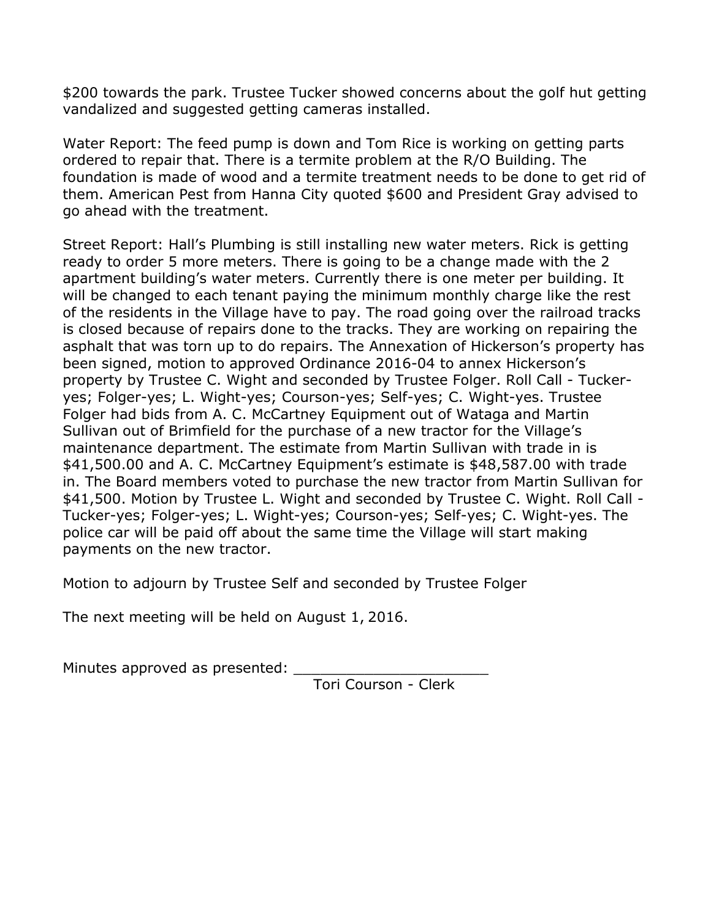$200 towards the park. Trustee Tucker showed concerns about the golf hut getting vandalized and suggested getting cameras installed.

Water Report: The feed pump is down and Tom Rice is working on getting parts ordered to repair that. There is a termite problem at the R/O Building. The foundation is made of wood and a termite treatment needs to be done to get rid of them. American Pest from Hanna City quoted $600 and President Gray advised to go ahead with the treatment.

Street Report: Hall's Plumbing is still installing new water meters. Rick is getting ready to order 5 more meters. There is going to be a change made with the 2 apartment building's water meters. Currently there is one meter per building. It will be changed to each tenant paying the minimum monthly charge like the rest of the residents in the Village have to pay. The road going over the railroad tracks is closed because of repairs done to the tracks. They are working on repairing the asphalt that was torn up to do repairs. The Annexation of Hickerson's property has been signed, motion to approved Ordinance 2016-04 to annex Hickerson's property by Trustee C. Wight and seconded by Trustee Folger. Roll Call - Tucker-yes; Folger-yes; L. Wight-yes; Courson-yes; Self-yes; C. Wight-yes. Trustee Folger had bids from A. C. McCartney Equipment out of Wataga and Martin Sullivan out of Brimfield for the purchase of a new tractor for the Village's maintenance department. The estimate from Martin Sullivan with trade in is $41,500.00 and A. C. McCartney Equipment's estimate is $48,587.00 with trade in. The Board members voted to purchase the new tractor from Martin Sullivan for $41,500. Motion by Trustee L. Wight and seconded by Trustee C. Wight. Roll Call - Tucker-yes; Folger-yes; L. Wight-yes; Courson-yes; Self-yes; C. Wight-yes. The police car will be paid off about the same time the Village will start making payments on the new tractor.

Motion to adjourn by Trustee Self and seconded by Trustee Folger

The next meeting will be held on August 1, 2016.

Minutes approved as presented: ______________________

Tori Courson - Clerk